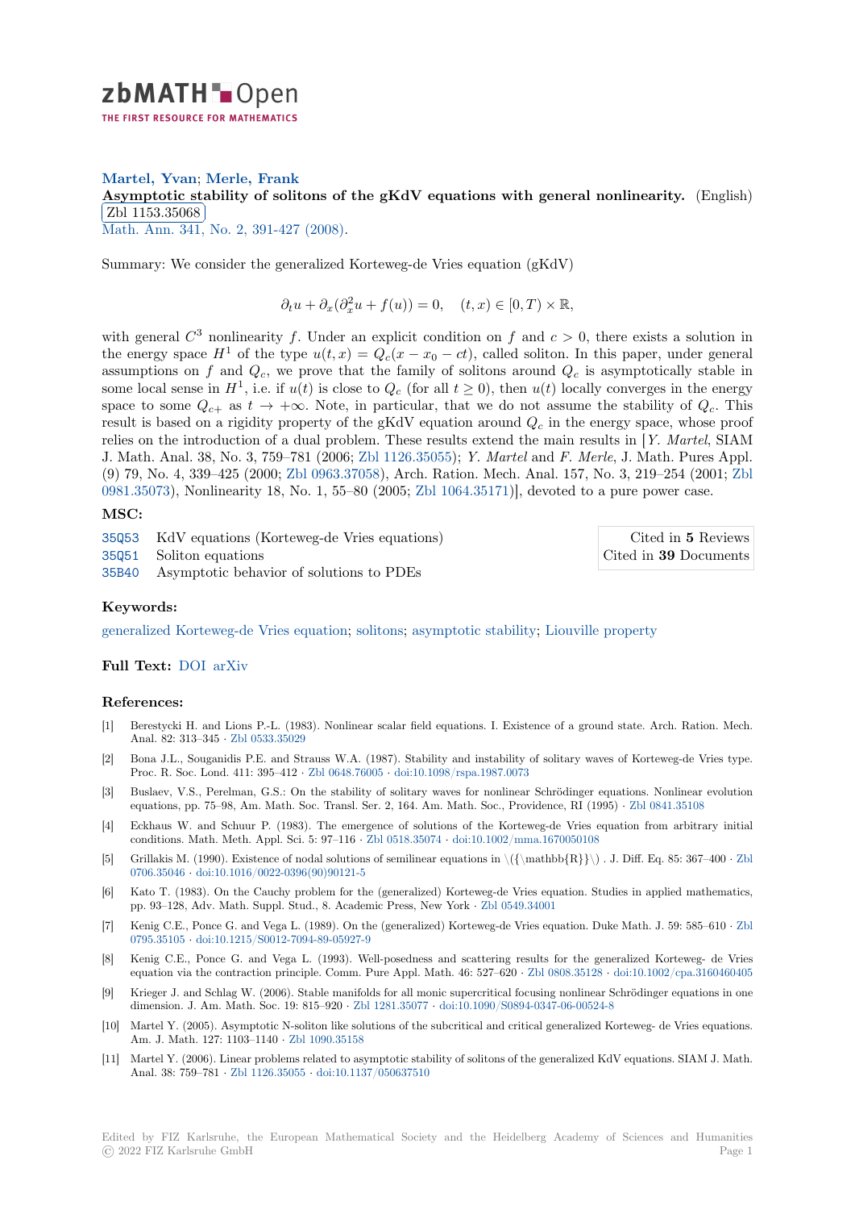zbMATH Open — THE FIRST RESOURCE FOR MATHEMATICS

**Martel, Yvan; Merle, Frank**

**Asymptotic stability of solitons of the gKdV equations with general nonlinearity.** (English)

Zbl 1153.35068

Math. Ann. 341, No. 2, 391-427 (2008).

Summary: We consider the generalized Korteweg-de Vries equation (gKdV)

$$\partial_t u + \partial_x(\partial_x^2 u + f(u)) = 0, \quad (t,x) \in [0,T) \times \mathbb{R},$$

with general $C^3$ nonlinearity $f$. Under an explicit condition on $f$ and $c > 0$, there exists a solution in the energy space $H^1$ of the type $u(t,x) = Q_c(x - x_0 - ct)$, called soliton. In this paper, under general assumptions on $f$ and $Q_c$, we prove that the family of solitons around $Q_c$ is asymptotically stable in some local sense in $H^1$, i.e. if $u(t)$ is close to $Q_c$ (for all $t \geq 0$), then $u(t)$ locally converges in the energy space to some $Q_{c+}$ as $t \to +\infty$. Note, in particular, that we do not assume the stability of $Q_c$. This result is based on a rigidity property of the gKdV equation around $Q_c$ in the energy space, whose proof relies on the introduction of a dual problem. These results extend the main results in [*Y. Martel*, SIAM J. Math. Anal. 38, No. 3, 759–781 (2006; Zbl 1126.35055); *Y. Martel* and *F. Merle*, J. Math. Pures Appl. (9) 79, No. 4, 339–425 (2000; Zbl 0963.37058), Arch. Ration. Mech. Anal. 157, No. 3, 219–254 (2001; Zbl 0981.35073), Nonlinearity 18, No. 1, 55–80 (2005; Zbl 1064.35171)], devoted to a pure power case.

## MSC:

| | | |
|---|---|---|
| 35Q53 | KdV equations (Korteweg-de Vries equations) | Cited in **5** Reviews |
| 35Q51 | Soliton equations | Cited in **39** Documents |
| 35B40 | Asymptotic behavior of solutions to PDEs | |

## Keywords:

generalized Korteweg-de Vries equation; solitons; asymptotic stability; Liouville property

## Full Text:

DOI arXiv

## References:

[1] Berestycki H. and Lions P.-L. (1983). Nonlinear scalar field equations. I. Existence of a ground state. Arch. Ration. Mech. Anal. 82: 313–345 · Zbl 0533.35029

[2] Bona J.L., Souganidis P.E. and Strauss W.A. (1987). Stability and instability of solitary waves of Korteweg-de Vries type. Proc. R. Soc. Lond. 411: 395–412 · Zbl 0648.76005 · doi:10.1098/rspa.1987.0073

[3] Buslaev, V.S., Perelman, G.S.: On the stability of solitary waves for nonlinear Schrödinger equations. Nonlinear evolution equations, pp. 75–98, Am. Math. Soc. Transl. Ser. 2, 164. Am. Math. Soc., Providence, RI (1995) · Zbl 0841.35108

[4] Eckhaus W. and Schuur P. (1983). The emergence of solutions of the Korteweg-de Vries equation from arbitrary initial conditions. Math. Meth. Appl. Sci. 5: 97–116 · Zbl 0518.35074 · doi:10.1002/mma.1670050108

[5] Grillakis M. (1990). Existence of nodal solutions of semilinear equations in $\mathbb{R}$. J. Diff. Eq. 85: 367–400 · Zbl 0706.35046 · doi:10.1016/0022-0396(90)90121-5

[6] Kato T. (1983). On the Cauchy problem for the (generalized) Korteweg-de Vries equation. Studies in applied mathematics, pp. 93–128, Adv. Math. Suppl. Stud., 8. Academic Press, New York · Zbl 0549.34001

[7] Kenig C.E., Ponce G. and Vega L. (1989). On the (generalized) Korteweg-de Vries equation. Duke Math. J. 59: 585–610 · Zbl 0795.35105 · doi:10.1215/S0012-7094-89-05927-9

[8] Kenig C.E., Ponce G. and Vega L. (1993). Well-posedness and scattering results for the generalized Korteweg- de Vries equation via the contraction principle. Comm. Pure Appl. Math. 46: 527–620 · Zbl 0808.35128 · doi:10.1002/cpa.3160460405

[9] Krieger J. and Schlag W. (2006). Stable manifolds for all monic supercritical focusing nonlinear Schrödinger equations in one dimension. J. Am. Math. Soc. 19: 815–920 · Zbl 1281.35077 · doi:10.1090/S0894-0347-06-00524-8

[10] Martel Y. (2005). Asymptotic N-soliton like solutions of the subcritical and critical generalized Korteweg- de Vries equations. Am. J. Math. 127: 1103–1140 · Zbl 1090.35158

[11] Martel Y. (2006). Linear problems related to asymptotic stability of solitons of the generalized KdV equations. SIAM J. Math. Anal. 38: 759–781 · Zbl 1126.35055 · doi:10.1137/050637510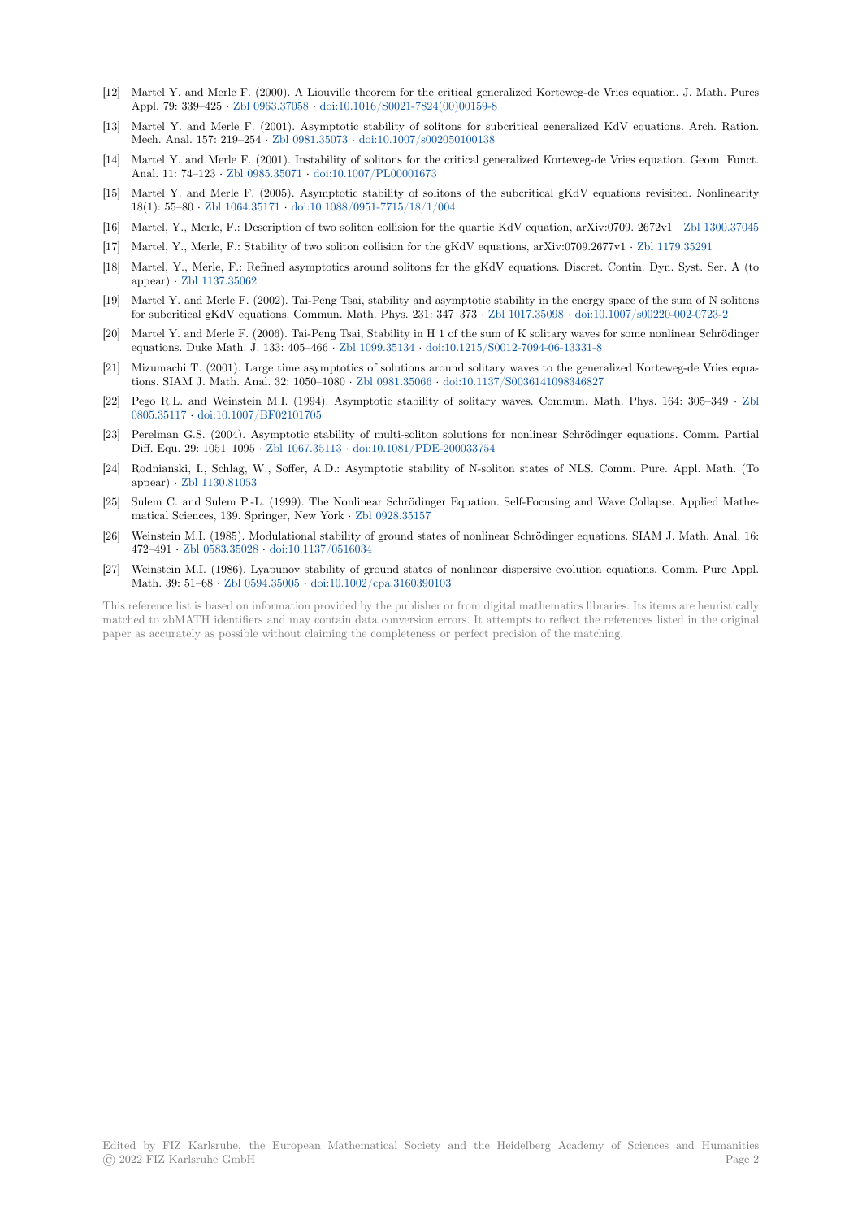[12] Martel Y. and Merle F. (2000). A Liouville theorem for the critical generalized Korteweg-de Vries equation. J. Math. Pures Appl. 79: 339–425 · Zbl 0963.37058 · doi:10.1016/S0021-7824(00)00159-8

[13] Martel Y. and Merle F. (2001). Asymptotic stability of solitons for subcritical generalized KdV equations. Arch. Ration. Mech. Anal. 157: 219–254 · Zbl 0981.35073 · doi:10.1007/s002050100138

[14] Martel Y. and Merle F. (2001). Instability of solitons for the critical generalized Korteweg-de Vries equation. Geom. Funct. Anal. 11: 74–123 · Zbl 0985.35071 · doi:10.1007/PL00001673

[15] Martel Y. and Merle F. (2005). Asymptotic stability of solitons of the subcritical gKdV equations revisited. Nonlinearity 18(1): 55–80 · Zbl 1064.35171 · doi:10.1088/0951-7715/18/1/004

[16] Martel, Y., Merle, F.: Description of two soliton collision for the quartic KdV equation, arXiv:0709. 2672v1 · Zbl 1300.37045

[17] Martel, Y., Merle, F.: Stability of two soliton collision for the gKdV equations, arXiv:0709.2677v1 · Zbl 1179.35291

[18] Martel, Y., Merle, F.: Refined asymptotics around solitons for the gKdV equations. Discret. Contin. Dyn. Syst. Ser. A (to appear) · Zbl 1137.35062

[19] Martel Y. and Merle F. (2002). Tai-Peng Tsai, stability and asymptotic stability in the energy space of the sum of N solitons for subcritical gKdV equations. Commun. Math. Phys. 231: 347–373 · Zbl 1017.35098 · doi:10.1007/s00220-002-0723-2

[20] Martel Y. and Merle F. (2006). Tai-Peng Tsai, Stability in H 1 of the sum of K solitary waves for some nonlinear Schrödinger equations. Duke Math. J. 133: 405–466 · Zbl 1099.35134 · doi:10.1215/S0012-7094-06-13331-8

[21] Mizumachi T. (2001). Large time asymptotics of solutions around solitary waves to the generalized Korteweg-de Vries equations. SIAM J. Math. Anal. 32: 1050–1080 · Zbl 0981.35066 · doi:10.1137/S0036141098346827

[22] Pego R.L. and Weinstein M.I. (1994). Asymptotic stability of solitary waves. Commun. Math. Phys. 164: 305–349 · Zbl 0805.35117 · doi:10.1007/BF02101705

[23] Perelman G.S. (2004). Asymptotic stability of multi-soliton solutions for nonlinear Schrödinger equations. Comm. Partial Diff. Equ. 29: 1051–1095 · Zbl 1067.35113 · doi:10.1081/PDE-200033754

[24] Rodnianski, I., Schlag, W., Soffer, A.D.: Asymptotic stability of N-soliton states of NLS. Comm. Pure. Appl. Math. (To appear) · Zbl 1130.81053

[25] Sulem C. and Sulem P.-L. (1999). The Nonlinear Schrödinger Equation. Self-Focusing and Wave Collapse. Applied Mathematical Sciences, 139. Springer, New York · Zbl 0928.35157

[26] Weinstein M.I. (1985). Modulational stability of ground states of nonlinear Schrödinger equations. SIAM J. Math. Anal. 16: 472–491 · Zbl 0583.35028 · doi:10.1137/0516034

[27] Weinstein M.I. (1986). Lyapunov stability of ground states of nonlinear dispersive evolution equations. Comm. Pure Appl. Math. 39: 51–68 · Zbl 0594.35005 · doi:10.1002/cpa.3160390103

This reference list is based on information provided by the publisher or from digital mathematics libraries. Its items are heuristically matched to zbMATH identifiers and may contain data conversion errors. It attempts to reflect the references listed in the original paper as accurately as possible without claiming the completeness or perfect precision of the matching.